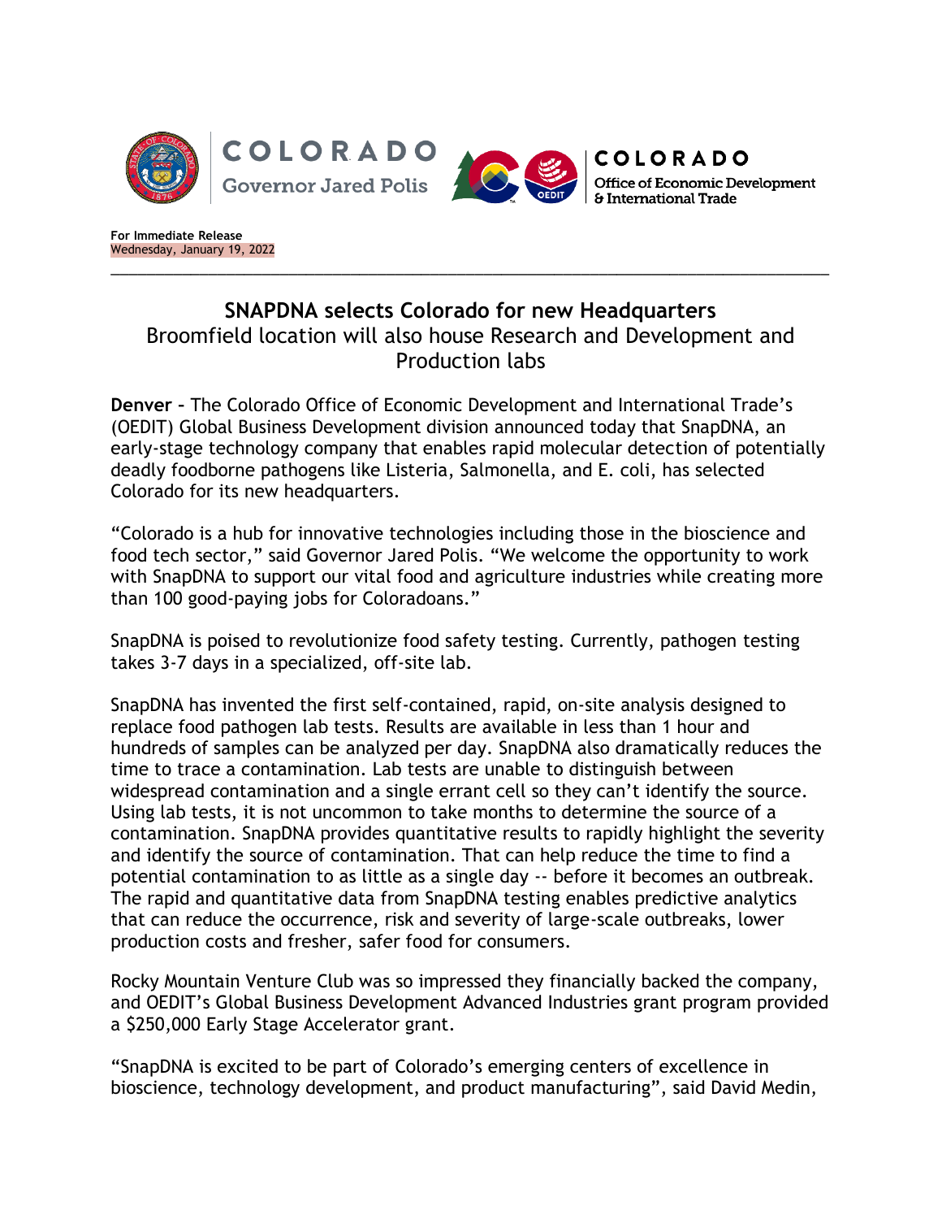COLORADO
Governor Jared Polis

COLORADO
Office of Economic Development & International Trade

**For Immediate Release**
Wednesday, January 19, 2022

---

## SNAPDNA selects Colorado for new Headquarters

### Broomfield location will also house Research and Development and Production labs

**Denver –** The Colorado Office of Economic Development and International Trade's (OEDIT) Global Business Development division announced today that SnapDNA, an early-stage technology company that enables rapid molecular detection of potentially deadly foodborne pathogens like Listeria, Salmonella, and E. coli, has selected Colorado for its new headquarters.

"Colorado is a hub for innovative technologies including those in the bioscience and food tech sector," said Governor Jared Polis. "We welcome the opportunity to work with SnapDNA to support our vital food and agriculture industries while creating more than 100 good-paying jobs for Coloradoans."

SnapDNA is poised to revolutionize food safety testing. Currently, pathogen testing takes 3-7 days in a specialized, off-site lab.

SnapDNA has invented the first self-contained, rapid, on-site analysis designed to replace food pathogen lab tests. Results are available in less than 1 hour and hundreds of samples can be analyzed per day. SnapDNA also dramatically reduces the time to trace a contamination. Lab tests are unable to distinguish between widespread contamination and a single errant cell so they can't identify the source. Using lab tests, it is not uncommon to take months to determine the source of a contamination. SnapDNA provides quantitative results to rapidly highlight the severity and identify the source of contamination. That can help reduce the time to find a potential contamination to as little as a single day -- before it becomes an outbreak. The rapid and quantitative data from SnapDNA testing enables predictive analytics that can reduce the occurrence, risk and severity of large-scale outbreaks, lower production costs and fresher, safer food for consumers.

Rocky Mountain Venture Club was so impressed they financially backed the company, and OEDIT's Global Business Development Advanced Industries grant program provided a $250,000 Early Stage Accelerator grant.

"SnapDNA is excited to be part of Colorado's emerging centers of excellence in bioscience, technology development, and product manufacturing", said David Medin,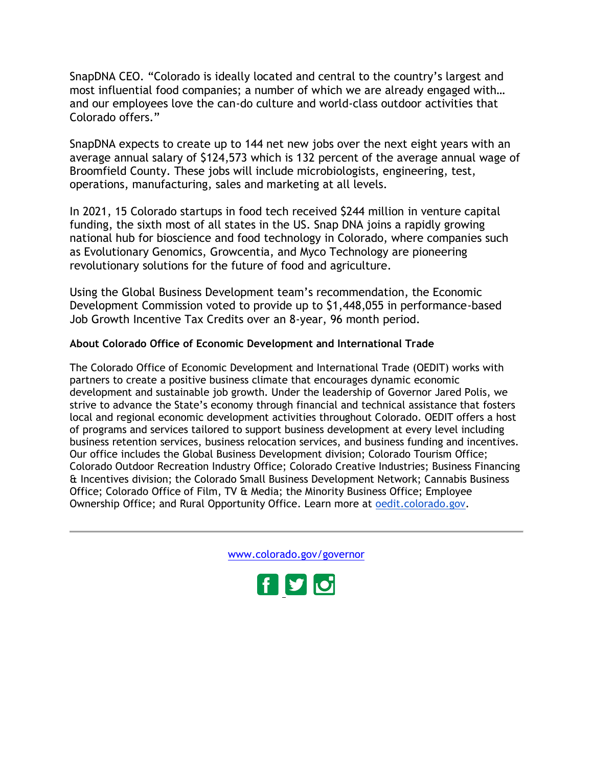SnapDNA CEO. “Colorado is ideally located and central to the country’s largest and most influential food companies; a number of which we are already engaged with… and our employees love the can-do culture and world-class outdoor activities that Colorado offers.”

SnapDNA expects to create up to 144 net new jobs over the next eight years with an average annual salary of $124,573 which is 132 percent of the average annual wage of Broomfield County. These jobs will include microbiologists, engineering, test, operations, manufacturing, sales and marketing at all levels.

In 2021, 15 Colorado startups in food tech received $244 million in venture capital funding, the sixth most of all states in the US. Snap DNA joins a rapidly growing national hub for bioscience and food technology in Colorado, where companies such as Evolutionary Genomics, Growcentia, and Myco Technology are pioneering revolutionary solutions for the future of food and agriculture.

Using the Global Business Development team’s recommendation, the Economic Development Commission voted to provide up to $1,448,055 in performance-based Job Growth Incentive Tax Credits over an 8-year, 96 month period.

**About Colorado Office of Economic Development and International Trade**

The Colorado Office of Economic Development and International Trade (OEDIT) works with partners to create a positive business climate that encourages dynamic economic development and sustainable job growth. Under the leadership of Governor Jared Polis, we strive to advance the State’s economy through financial and technical assistance that fosters local and regional economic development activities throughout Colorado. OEDIT offers a host of programs and services tailored to support business development at every level including business retention services, business relocation services, and business funding and incentives. Our office includes the Global Business Development division; Colorado Tourism Office; Colorado Outdoor Recreation Industry Office; Colorado Creative Industries; Business Financing & Incentives division; the Colorado Small Business Development Network; Cannabis Business Office; Colorado Office of Film, TV & Media; the Minority Business Office; Employee Ownership Office; and Rural Opportunity Office. Learn more at [oedit.colorado.gov](https://oedit.colorado.gov).

---

[www.colorado.gov/governor](https://www.colorado.gov/governor)